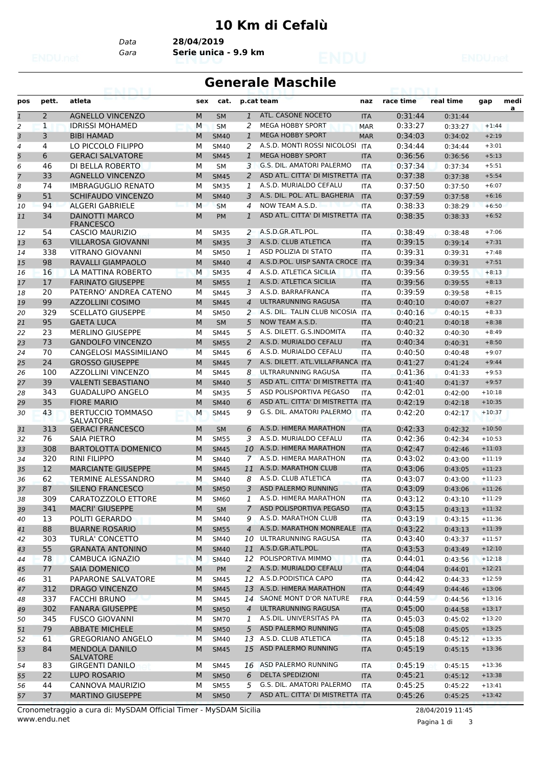# 10 Km di Cefalù

Data **28/04/2019**
Gara **Serie unica - 9.9 km**

## Generale Maschile

| pos | pett. | atleta | sex | cat. | p.cat | team | naz | race time | real time | gap | media |
|---|---|---|---|---|---|---|---|---|---|---|---|
| 1 | 2 | AGNELLO VINCENZO | M | SM | 1 | ATL. CASONE NOCETO | ITA | 0:31:44 | 0:31:44 | | |
| 2 | 1 | IDRISSI MOHAMED | M | SM | 2 | MEGA HOBBY SPORT | MAR | 0:33:27 | 0:33:27 | +1:44 | |
| 3 | 3 | BIBI HAMAD | M | SM40 | 1 | MEGA HOBBY SPORT | MAR | 0:34:03 | 0:34:02 | +2:19 | |
| 4 | 4 | LO PICCOLO FILIPPO | M | SM40 | 2 | A.S.D. MONTI ROSSI NICOLOSI | ITA | 0:34:44 | 0:34:44 | +3:01 | |
| 5 | 6 | GERACI SALVATORE | M | SM45 | 1 | MEGA HOBBY SPORT | ITA | 0:36:56 | 0:36:56 | +5:13 | |
| 6 | 46 | DI BELLA ROBERTO | M | SM | 3 | G.S. DIL. AMATORI PALERMO | ITA | 0:37:34 | 0:37:34 | +5:51 | |
| 7 | 33 | AGNELLO VINCENZO | M | SM45 | 2 | ASD ATL. CITTA' DI MISTRETTA | ITA | 0:37:38 | 0:37:38 | +5:54 | |
| 8 | 74 | IMBRAGUGLIO RENATO | M | SM35 | 1 | A.S.D. MURIALDO CEFALU | ITA | 0:37:50 | 0:37:50 | +6:07 | |
| 9 | 51 | SCHIFAUDO VINCENZO | M | SM40 | 3 | A.S. DIL. POL. ATL. BAGHERIA | ITA | 0:37:59 | 0:37:58 | +6:16 | |
| 10 | 94 | ALGERI GABRIELE | M | SM | 4 | NOW TEAM A.S.D. | ITA | 0:38:33 | 0:38:29 | +6:50 | |
| 11 | 34 | DAINOTTI MARCO FRANCESCO | M | PM | 1 | ASD ATL. CITTA' DI MISTRETTA | ITA | 0:38:35 | 0:38:33 | +6:52 | |
| 12 | 54 | CASCIO MAURIZIO | M | SM35 | 2 | A.S.D.GR.ATL.POL. | ITA | 0:38:49 | 0:38:48 | +7:06 | |
| 13 | 63 | VILLAROSA GIOVANNI | M | SM35 | 3 | A.S.D. CLUB ATLETICA | ITA | 0:39:15 | 0:39:14 | +7:31 | |
| 14 | 338 | VITRANO GIOVANNI | M | SM50 | 1 | ASD POLIZIA DI STATO | ITA | 0:39:31 | 0:39:31 | +7:48 | |
| 15 | 98 | RAVALLI GIAMPAOLO | M | SM40 | 4 | A.S.D.POL. UISP SANTA CROCE | ITA | 0:39:34 | 0:39:31 | +7:51 | |
| 16 | 16 | LA MATTINA ROBERTO | M | SM35 | 4 | A.S.D. ATLETICA SICILIA | ITA | 0:39:56 | 0:39:55 | +8:13 | |
| 17 | 17 | FARINATO GIUSEPPE | M | SM55 | 1 | A.S.D. ATLETICA SICILIA | ITA | 0:39:56 | 0:39:55 | +8:13 | |
| 18 | 20 | PATERNO' ANDREA CATENO | M | SM45 | 3 | A.S.D. BARRAFRANCA | ITA | 0:39:59 | 0:39:58 | +8:15 | |
| 19 | 99 | AZZOLLINI COSIMO | M | SM45 | 4 | ULTRARUNNING RAGUSA | ITA | 0:40:10 | 0:40:07 | +8:27 | |
| 20 | 329 | SCELLATO GIUSEPPE | M | SM50 | 2 | A.S. DIL. TALIN CLUB NICOSIA | ITA | 0:40:16 | 0:40:15 | +8:33 | |
| 21 | 95 | GAETA LUCA | M | SM | 5 | NOW TEAM A.S.D. | ITA | 0:40:21 | 0:40:18 | +8:38 | |
| 22 | 23 | MERLINO GIUSEPPE | M | SM45 | 5 | A.S. DILETT. G.S.INDOMITA | ITA | 0:40:32 | 0:40:30 | +8:49 | |
| 23 | 73 | GANDOLFO VINCENZO | M | SM55 | 2 | A.S.D. MURIALDO CEFALU | ITA | 0:40:34 | 0:40:31 | +8:50 | |
| 24 | 70 | CANGELOSI MASSIMILIANO | M | SM45 | 6 | A.S.D. MURIALDO CEFALU | ITA | 0:40:50 | 0:40:48 | +9:07 | |
| 25 | 24 | GROSSO GIUSEPPE | M | SM45 | 7 | A.S. DILETT. ATL.VILLAFRANCA | ITA | 0:41:27 | 0:41:24 | +9:44 | |
| 26 | 100 | AZZOLLINI VINCENZO | M | SM45 | 8 | ULTRARUNNING RAGUSA | ITA | 0:41:36 | 0:41:33 | +9:53 | |
| 27 | 39 | VALENTI SEBASTIANO | M | SM40 | 5 | ASD ATL. CITTA' DI MISTRETTA | ITA | 0:41:40 | 0:41:37 | +9:57 | |
| 28 | 343 | GUADALUPO ANGELO | M | SM35 | 5 | ASD POLISPORTIVA PEGASO | ITA | 0:42:01 | 0:42:00 | +10:18 | |
| 29 | 35 | FIORE MARIO | M | SM40 | 6 | ASD ATL. CITTA' DI MISTRETTA | ITA | 0:42:19 | 0:42:18 | +10:35 | |
| 30 | 43 | BERTUCCIO TOMMASO SALVATORE | M | SM45 | 9 | G.S. DIL. AMATORI PALERMO | ITA | 0:42:20 | 0:42:17 | +10:37 | |
| 31 | 313 | GERACI FRANCESCO | M | SM | 6 | A.S.D. HIMERA MARATHON | ITA | 0:42:33 | 0:42:32 | +10:50 | |
| 32 | 76 | SAIA PIETRO | M | SM55 | 3 | A.S.D. MURIALDO CEFALU | ITA | 0:42:36 | 0:42:34 | +10:53 | |
| 33 | 308 | BARTOLOTTA DOMENICO | M | SM45 | 10 | A.S.D. HIMERA MARATHON | ITA | 0:42:47 | 0:42:46 | +11:03 | |
| 34 | 320 | RINI FILIPPO | M | SM40 | 7 | A.S.D. HIMERA MARATHON | ITA | 0:43:02 | 0:43:00 | +11:19 | |
| 35 | 12 | MARCIANTE GIUSEPPE | M | SM45 | 11 | A.S.D. MARATHON CLUB | ITA | 0:43:06 | 0:43:05 | +11:23 | |
| 36 | 62 | TERMINE ALESSANDRO | M | SM40 | 8 | A.S.D. CLUB ATLETICA | ITA | 0:43:07 | 0:43:00 | +11:23 | |
| 37 | 87 | SILENO FRANCESCO | M | SM50 | 3 | ASD PALERMO RUNNING | ITA | 0:43:09 | 0:43:06 | +11:26 | |
| 38 | 309 | CARATOZZOLO ETTORE | M | SM60 | 1 | A.S.D. HIMERA MARATHON | ITA | 0:43:12 | 0:43:10 | +11:29 | |
| 39 | 341 | MACRI' GIUSEPPE | M | SM | 7 | ASD POLISPORTIVA PEGASO | ITA | 0:43:15 | 0:43:13 | +11:32 | |
| 40 | 13 | POLITI GERARDO | M | SM40 | 9 | A.S.D. MARATHON CLUB | ITA | 0:43:19 | 0:43:15 | +11:36 | |
| 41 | 88 | BUARNE ROSARIO | M | SM55 | 4 | A.S.D. MARATHON MONREALE | ITA | 0:43:22 | 0:43:13 | +11:39 | |
| 42 | 303 | TURLA' CONCETTO | M | SM40 | 10 | ULTRARUNNING RAGUSA | ITA | 0:43:40 | 0:43:37 | +11:57 | |
| 43 | 55 | GRANATA ANTONINO | M | SM40 | 11 | A.S.D.GR.ATL.POL. | ITA | 0:43:53 | 0:43:49 | +12:10 | |
| 44 | 78 | CAMBUCA IGNAZIO | M | SM40 | 12 | POLISPORTIVA MIMMO | ITA | 0:44:01 | 0:43:56 | +12:18 | |
| 45 | 77 | SAIA DOMENICO | M | PM | 2 | A.S.D. MURIALDO CEFALU | ITA | 0:44:04 | 0:44:01 | +12:21 | |
| 46 | 31 | PAPARONE SALVATORE | M | SM45 | 12 | A.S.D.PODISTICA CAPO | ITA | 0:44:42 | 0:44:33 | +12:59 | |
| 47 | 312 | DRAGO VINCENZO | M | SM45 | 13 | A.S.D. HIMERA MARATHON | ITA | 0:44:49 | 0:44:46 | +13:06 | |
| 48 | 337 | FACCHI BRUNO | M | SM45 | 14 | SAONE MONT D'OR NATURE | FRA | 0:44:59 | 0:44:56 | +13:16 | |
| 49 | 302 | FANARA GIUSEPPE | M | SM50 | 4 | ULTRARUNNING RAGUSA | ITA | 0:45:00 | 0:44:58 | +13:17 | |
| 50 | 345 | FUSCO GIOVANNI | M | SM70 | 1 | A.S.DIL. UNIVERSITAS PA | ITA | 0:45:03 | 0:45:02 | +13:20 | |
| 51 | 79 | ABBATE MICHELE | M | SM50 | 5 | ASD PALERMO RUNNING | ITA | 0:45:08 | 0:45:05 | +13:25 | |
| 52 | 61 | GREGORIANO ANGELO | M | SM40 | 13 | A.S.D. CLUB ATLETICA | ITA | 0:45:18 | 0:45:12 | +13:35 | |
| 53 | 84 | MENDOLA DANILO SALVATORE | M | SM45 | 15 | ASD PALERMO RUNNING | ITA | 0:45:19 | 0:45:15 | +13:36 | |
| 54 | 83 | GIRGENTI DANILO | M | SM45 | 16 | ASD PALERMO RUNNING | ITA | 0:45:19 | 0:45:15 | +13:36 | |
| 55 | 22 | LUPO ROSARIO | M | SM50 | 6 | DELTA SPEDIZIONI | ITA | 0:45:21 | 0:45:12 | +13:38 | |
| 56 | 44 | CANNOVA MAURIZIO | M | SM55 | 5 | G.S. DIL. AMATORI PALERMO | ITA | 0:45:25 | 0:45:22 | +13:41 | |
| 57 | 37 | MARTINO GIUSEPPE | M | SM50 | 7 | ASD ATL. CITTA' DI MISTRETTA | ITA | 0:45:26 | 0:45:25 | +13:42 | |

Cronometraggio a cura di: MySDAM Official Timer - MySDAM Sicilia
www.endu.net
28/04/2019 11:45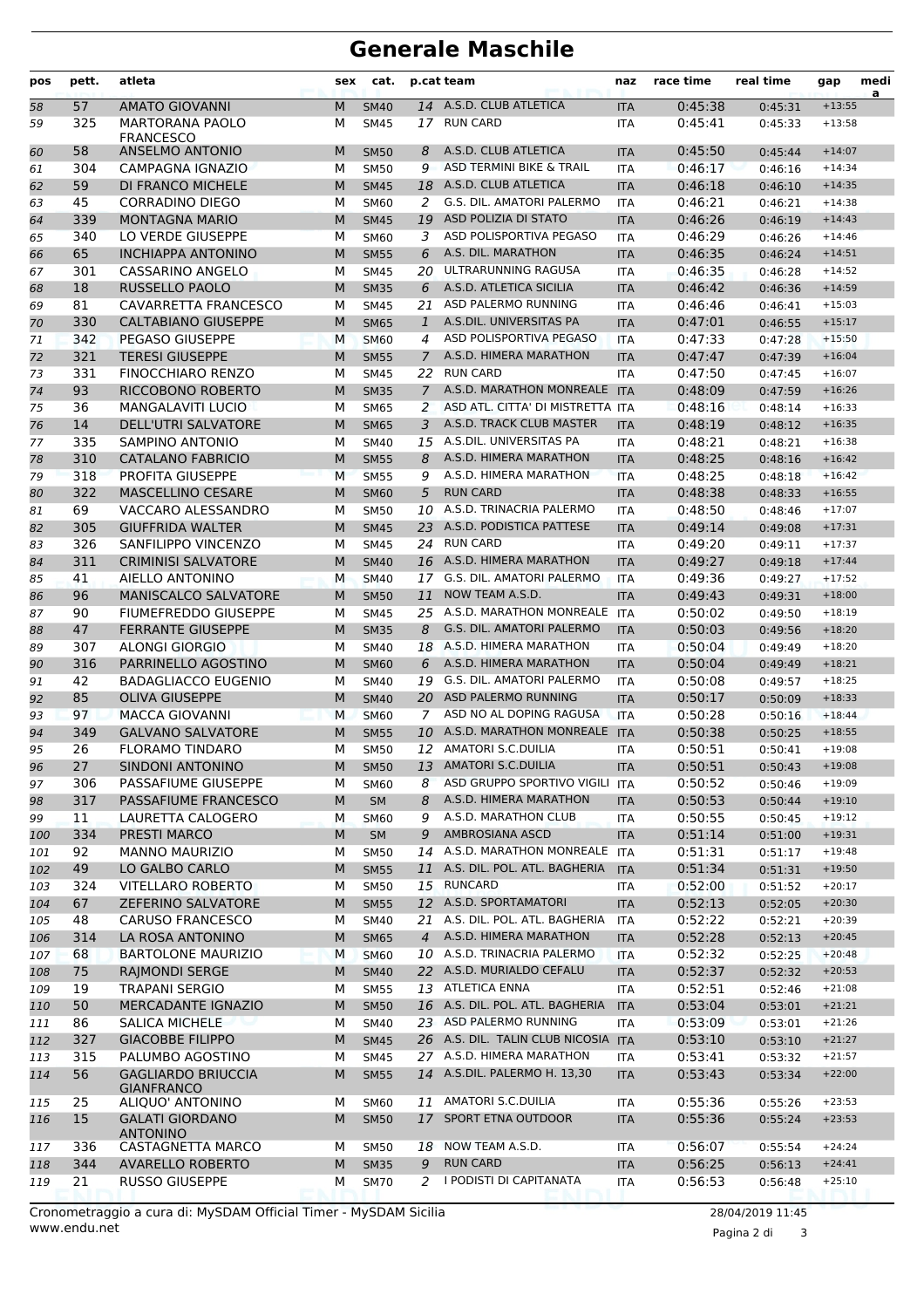# Generale Maschile

| pos | pett. | atleta | sex | cat. | p.cat | team | naz | race time | real time | gap | media |
|---|---|---|---|---|---|---|---|---|---|---|---|
| 58 | 57 | AMATO GIOVANNI | M | SM40 | 14 | A.S.D. CLUB ATLETICA | ITA | 0:45:38 | 0:45:31 | +13:55 | |
| 59 | 325 | MARTORANA PAOLO FRANCESCO | M | SM45 | 17 | RUN CARD | ITA | 0:45:41 | 0:45:33 | +13:58 | |
| 60 | 58 | ANSELMO ANTONIO | M | SM50 | 8 | A.S.D. CLUB ATLETICA | ITA | 0:45:50 | 0:45:44 | +14:07 | |
| 61 | 304 | CAMPAGNA IGNAZIO | M | SM50 | 9 | ASD TERMINI BIKE & TRAIL | ITA | 0:46:17 | 0:46:16 | +14:34 | |
| 62 | 59 | DI FRANCO MICHELE | M | SM45 | 18 | A.S.D. CLUB ATLETICA | ITA | 0:46:18 | 0:46:10 | +14:35 | |
| 63 | 45 | CORRADINO DIEGO | M | SM60 | 2 | G.S. DIL. AMATORI PALERMO | ITA | 0:46:21 | 0:46:21 | +14:38 | |
| 64 | 339 | MONTAGNA MARIO | M | SM45 | 19 | ASD POLIZIA DI STATO | ITA | 0:46:26 | 0:46:19 | +14:43 | |
| 65 | 340 | LO VERDE GIUSEPPE | M | SM60 | 3 | ASD POLISPORTIVA PEGASO | ITA | 0:46:29 | 0:46:26 | +14:46 | |
| 66 | 65 | INCHIAPPA ANTONINO | M | SM55 | 6 | A.S. DIL. MARATHON | ITA | 0:46:35 | 0:46:24 | +14:51 | |
| 67 | 301 | CASSARINO ANGELO | M | SM45 | 20 | ULTRARUNNING RAGUSA | ITA | 0:46:35 | 0:46:28 | +14:52 | |
| 68 | 18 | RUSSELLO PAOLO | M | SM35 | 6 | A.S.D. ATLETICA SICILIA | ITA | 0:46:42 | 0:46:36 | +14:59 | |
| 69 | 81 | CAVARRETTA FRANCESCO | M | SM45 | 21 | ASD PALERMO RUNNING | ITA | 0:46:46 | 0:46:41 | +15:03 | |
| 70 | 330 | CALTABIANO GIUSEPPE | M | SM65 | 1 | A.S.DIL. UNIVERSITAS PA | ITA | 0:47:01 | 0:46:55 | +15:17 | |
| 71 | 342 | PEGASO GIUSEPPE | M | SM60 | 4 | ASD POLISPORTIVA PEGASO | ITA | 0:47:33 | 0:47:28 | +15:50 | |
| 72 | 321 | TERESI GIUSEPPE | M | SM55 | 7 | A.S.D. HIMERA MARATHON | ITA | 0:47:47 | 0:47:39 | +16:04 | |
| 73 | 331 | FINOCCHIARO RENZO | M | SM45 | 22 | RUN CARD | ITA | 0:47:50 | 0:47:45 | +16:07 | |
| 74 | 93 | RICCOBONO ROBERTO | M | SM35 | 7 | A.S.D. MARATHON MONREALE | ITA | 0:48:09 | 0:47:59 | +16:26 | |
| 75 | 36 | MANGALAVITI LUCIO | M | SM65 | 2 | ASD ATL. CITTA' DI MISTRETTA | ITA | 0:48:16 | 0:48:14 | +16:33 | |
| 76 | 14 | DELL'UTRI SALVATORE | M | SM65 | 3 | A.S.D. TRACK CLUB MASTER | ITA | 0:48:19 | 0:48:12 | +16:35 | |
| 77 | 335 | SAMPINO ANTONIO | M | SM40 | 15 | A.S.DIL. UNIVERSITAS PA | ITA | 0:48:21 | 0:48:21 | +16:38 | |
| 78 | 310 | CATALANO FABRICIO | M | SM55 | 8 | A.S.D. HIMERA MARATHON | ITA | 0:48:25 | 0:48:16 | +16:42 | |
| 79 | 318 | PROFITA GIUSEPPE | M | SM55 | 9 | A.S.D. HIMERA MARATHON | ITA | 0:48:25 | 0:48:18 | +16:42 | |
| 80 | 322 | MASCELLINO CESARE | M | SM60 | 5 | RUN CARD | ITA | 0:48:38 | 0:48:33 | +16:55 | |
| 81 | 69 | VACCARO ALESSANDRO | M | SM50 | 10 | A.S.D. TRINACRIA PALERMO | ITA | 0:48:50 | 0:48:46 | +17:07 | |
| 82 | 305 | GIUFFRIDA WALTER | M | SM45 | 23 | A.S.D. PODISTICA PATTESE | ITA | 0:49:14 | 0:49:08 | +17:31 | |
| 83 | 326 | SANFILIPPO VINCENZO | M | SM45 | 24 | RUN CARD | ITA | 0:49:20 | 0:49:11 | +17:37 | |
| 84 | 311 | CRIMINISI SALVATORE | M | SM40 | 16 | A.S.D. HIMERA MARATHON | ITA | 0:49:27 | 0:49:18 | +17:44 | |
| 85 | 41 | AIELLO ANTONINO | M | SM40 | 17 | G.S. DIL. AMATORI PALERMO | ITA | 0:49:36 | 0:49:27 | +17:52 | |
| 86 | 96 | MANISCALCO SALVATORE | M | SM50 | 11 | NOW TEAM A.S.D. | ITA | 0:49:43 | 0:49:31 | +18:00 | |
| 87 | 90 | FIUMEFREDDO GIUSEPPE | M | SM45 | 25 | A.S.D. MARATHON MONREALE | ITA | 0:50:02 | 0:49:50 | +18:19 | |
| 88 | 47 | FERRANTE GIUSEPPE | M | SM35 | 8 | G.S. DIL. AMATORI PALERMO | ITA | 0:50:03 | 0:49:56 | +18:20 | |
| 89 | 307 | ALONGI GIORGIO | M | SM40 | 18 | A.S.D. HIMERA MARATHON | ITA | 0:50:04 | 0:49:49 | +18:20 | |
| 90 | 316 | PARRINELLO AGOSTINO | M | SM60 | 6 | A.S.D. HIMERA MARATHON | ITA | 0:50:04 | 0:49:49 | +18:21 | |
| 91 | 42 | BADAGLIACCO EUGENIO | M | SM40 | 19 | G.S. DIL. AMATORI PALERMO | ITA | 0:50:08 | 0:49:57 | +18:25 | |
| 92 | 85 | OLIVA GIUSEPPE | M | SM40 | 20 | ASD PALERMO RUNNING | ITA | 0:50:17 | 0:50:09 | +18:33 | |
| 93 | 97 | MACCA GIOVANNI | M | SM60 | 7 | ASD NO AL DOPING RAGUSA | ITA | 0:50:28 | 0:50:16 | +18:44 | |
| 94 | 349 | GALVANO SALVATORE | M | SM55 | 10 | A.S.D. MARATHON MONREALE | ITA | 0:50:38 | 0:50:25 | +18:55 | |
| 95 | 26 | FLORAMO TINDARO | M | SM50 | 12 | AMATORI S.C.DUILIA | ITA | 0:50:51 | 0:50:41 | +19:08 | |
| 96 | 27 | SINDONI ANTONINO | M | SM50 | 13 | AMATORI S.C.DUILIA | ITA | 0:50:51 | 0:50:43 | +19:08 | |
| 97 | 306 | PASSAFIUME GIUSEPPE | M | SM60 | 8 | ASD GRUPPO SPORTIVO VIGILI | ITA | 0:50:52 | 0:50:46 | +19:09 | |
| 98 | 317 | PASSAFIUME FRANCESCO | M | SM | 8 | A.S.D. HIMERA MARATHON | ITA | 0:50:53 | 0:50:44 | +19:10 | |
| 99 | 11 | LAURETTA CALOGERO | M | SM60 | 9 | A.S.D. MARATHON CLUB | ITA | 0:50:55 | 0:50:45 | +19:12 | |
| 100 | 334 | PRESTI MARCO | M | SM | 9 | AMBROSIANA ASCD | ITA | 0:51:14 | 0:51:00 | +19:31 | |
| 101 | 92 | MANNO MAURIZIO | M | SM50 | 14 | A.S.D. MARATHON MONREALE | ITA | 0:51:31 | 0:51:17 | +19:48 | |
| 102 | 49 | LO GALBO CARLO | M | SM55 | 11 | A.S. DIL. POL. ATL. BAGHERIA | ITA | 0:51:34 | 0:51:31 | +19:50 | |
| 103 | 324 | VITELLARO ROBERTO | M | SM50 | 15 | RUNCARD | ITA | 0:52:00 | 0:51:52 | +20:17 | |
| 104 | 67 | ZEFERINO SALVATORE | M | SM55 | 12 | A.S.D. SPORTAMATORI | ITA | 0:52:13 | 0:52:05 | +20:30 | |
| 105 | 48 | CARUSO FRANCESCO | M | SM40 | 21 | A.S. DIL. POL. ATL. BAGHERIA | ITA | 0:52:22 | 0:52:21 | +20:39 | |
| 106 | 314 | LA ROSA ANTONINO | M | SM65 | 4 | A.S.D. HIMERA MARATHON | ITA | 0:52:28 | 0:52:13 | +20:45 | |
| 107 | 68 | BARTOLONE MAURIZIO | M | SM60 | 10 | A.S.D. TRINACRIA PALERMO | ITA | 0:52:32 | 0:52:25 | +20:48 | |
| 108 | 75 | RAJMONDI SERGE | M | SM40 | 22 | A.S.D. MURIALDO CEFALU | ITA | 0:52:37 | 0:52:32 | +20:53 | |
| 109 | 19 | TRAPANI SERGIO | M | SM55 | 13 | ATLETICA ENNA | ITA | 0:52:51 | 0:52:46 | +21:08 | |
| 110 | 50 | MERCADANTE IGNAZIO | M | SM50 | 16 | A.S. DIL. POL. ATL. BAGHERIA | ITA | 0:53:04 | 0:53:01 | +21:21 | |
| 111 | 86 | SALICA MICHELE | M | SM40 | 23 | ASD PALERMO RUNNING | ITA | 0:53:09 | 0:53:01 | +21:26 | |
| 112 | 327 | GIACOBBE FILIPPO | M | SM45 | 26 | A.S. DIL. TALIN CLUB NICOSIA | ITA | 0:53:10 | 0:53:10 | +21:27 | |
| 113 | 315 | PALUMBO AGOSTINO | M | SM45 | 27 | A.S.D. HIMERA MARATHON | ITA | 0:53:41 | 0:53:32 | +21:57 | |
| 114 | 56 | GAGLIARDO BRIUCCIA GIANFRANCO | M | SM55 | 14 | A.S.DIL. PALERMO H. 13,30 | ITA | 0:53:43 | 0:53:34 | +22:00 | |
| 115 | 25 | ALIQUO' ANTONINO | M | SM60 | 11 | AMATORI S.C.DUILIA | ITA | 0:55:36 | 0:55:26 | +23:53 | |
| 116 | 15 | GALATI GIORDANO ANTONINO | M | SM50 | 17 | SPORT ETNA OUTDOOR | ITA | 0:55:36 | 0:55:24 | +23:53 | |
| 117 | 336 | CASTAGNETTA MARCO | M | SM50 | 18 | NOW TEAM A.S.D. | ITA | 0:56:07 | 0:55:54 | +24:24 | |
| 118 | 344 | AVARELLO ROBERTO | M | SM35 | 9 | RUN CARD | ITA | 0:56:25 | 0:56:13 | +24:41 | |
| 119 | 21 | RUSSO GIUSEPPE | M | SM70 | 2 | I PODISTI DI CAPITANATA | ITA | 0:56:53 | 0:56:48 | +25:10 | |

Cronometraggio a cura di: MySDAM Official Timer - MySDAM Sicilia
www.endu.net

28/04/2019 11:45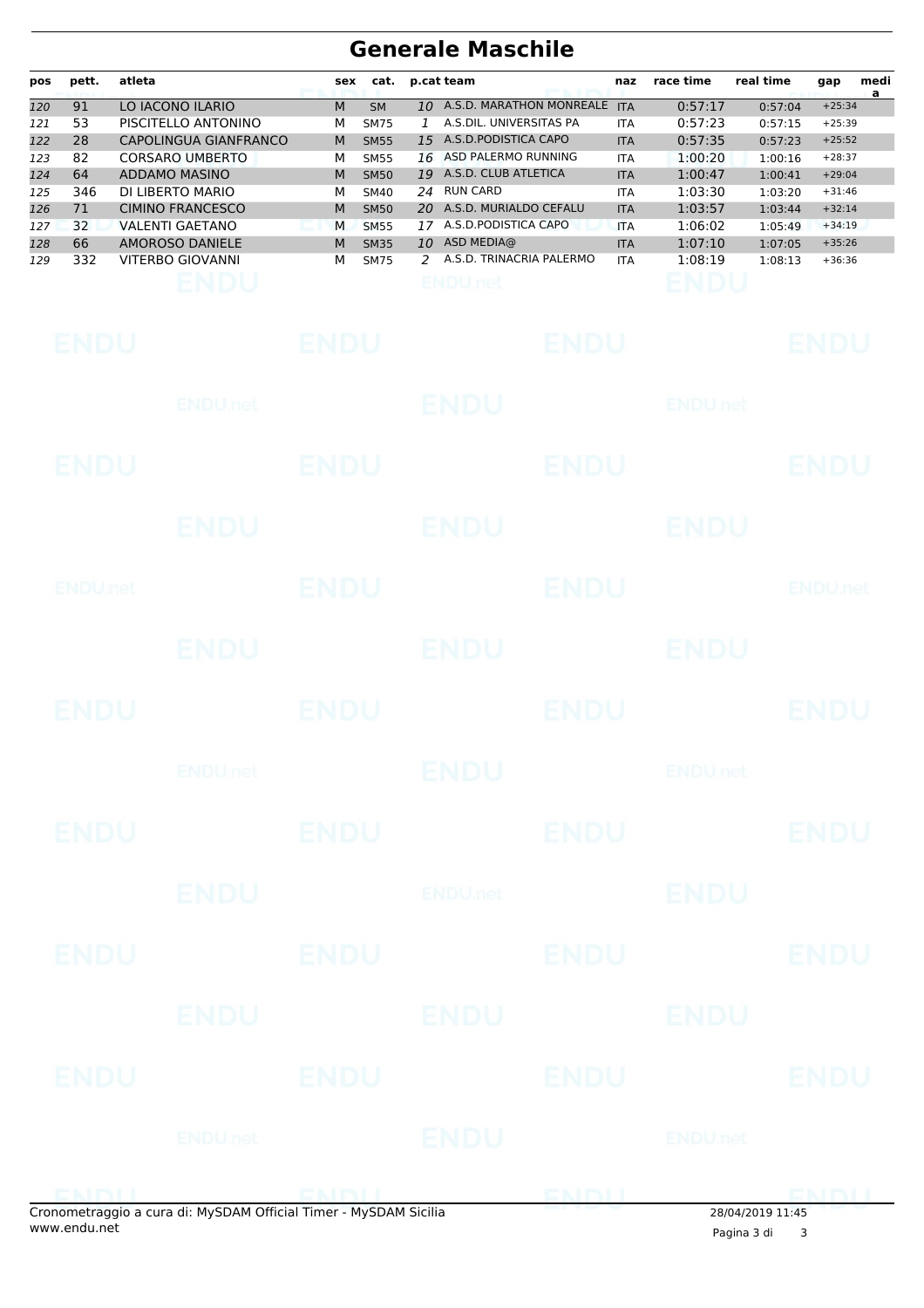# Generale Maschile

| pos | pett. | atleta | sex | cat. | p.cat | team | naz | race time | real time | gap | media |
|---|---|---|---|---|---|---|---|---|---|---|---|
| 120 | 91 | LO IACONO ILARIO | M | SM | 10 | A.S.D. MARATHON MONREALE | ITA | 0:57:17 | 0:57:04 | +25:34 | |
| 121 | 53 | PISCITELLO ANTONINO | M | SM75 | 1 | A.S.DIL. UNIVERSITAS PA | ITA | 0:57:23 | 0:57:15 | +25:39 | |
| 122 | 28 | CAPOLINGUA GIANFRANCO | M | SM55 | 15 | A.S.D.PODISTICA CAPO | ITA | 0:57:35 | 0:57:23 | +25:52 | |
| 123 | 82 | CORSARO UMBERTO | M | SM55 | 16 | ASD PALERMO RUNNING | ITA | 1:00:20 | 1:00:16 | +28:37 | |
| 124 | 64 | ADDAMO MASINO | M | SM50 | 19 | A.S.D. CLUB ATLETICA | ITA | 1:00:47 | 1:00:41 | +29:04 | |
| 125 | 346 | DI LIBERTO MARIO | M | SM40 | 24 | RUN CARD | ITA | 1:03:30 | 1:03:20 | +31:46 | |
| 126 | 71 | CIMINO FRANCESCO | M | SM50 | 20 | A.S.D. MURIALDO CEFALU | ITA | 1:03:57 | 1:03:44 | +32:14 | |
| 127 | 32 | VALENTI GAETANO | M | SM55 | 17 | A.S.D.PODISTICA CAPO | ITA | 1:06:02 | 1:05:49 | +34:19 | |
| 128 | 66 | AMOROSO DANIELE | M | SM35 | 10 | ASD MEDIA@ | ITA | 1:07:10 | 1:07:05 | +35:26 | |
| 129 | 332 | VITERBO GIOVANNI | M | SM75 | 2 | A.S.D. TRINACRIA PALERMO | ITA | 1:08:19 | 1:08:13 | +36:36 | |

Cronometraggio a cura di: MySDAM Official Timer - MySDAM Sicilia
www.endu.net

28/04/2019 11:45